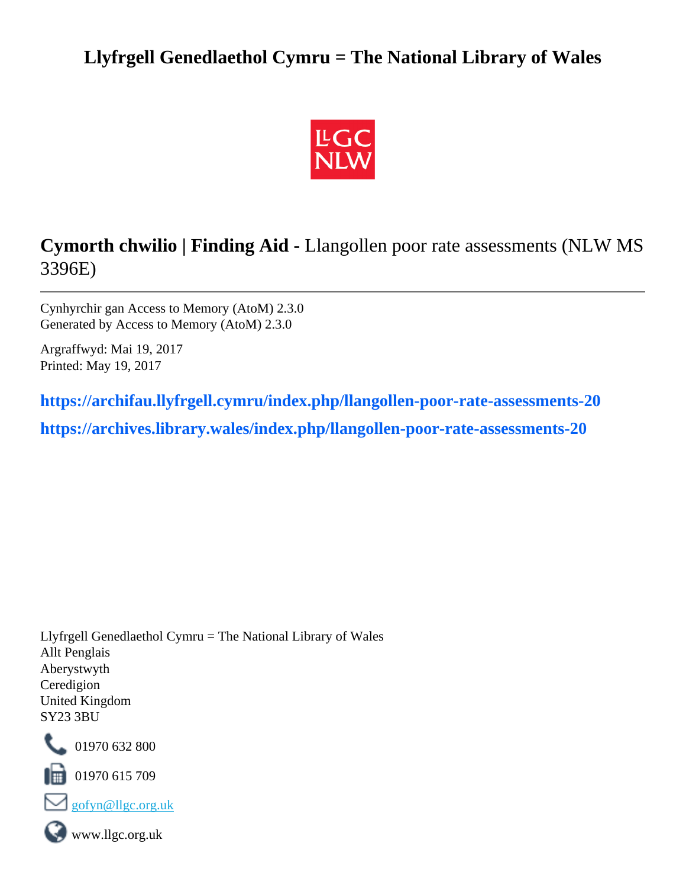# Llyfrgell Genedlaethol Cymru = The National Library of Wales

## **Cymorth chwilio | Finding Aid -** Llangollen poor rate assessments (NLW MS 3396E)

---

Cynhyrchir gan Access to Memory (AtoM) 2.3.0
Generated by Access to Memory (AtoM) 2.3.0

Argraffwyd: Mai 19, 2017
Printed: May 19, 2017

**https://archifau.llyfrgell.cymru/index.php/llangollen-poor-rate-assessments-20**

**https://archives.library.wales/index.php/llangollen-poor-rate-assessments-20**

Llyfrgell Genedlaethol Cymru = The National Library of Wales
Allt Penglais
Aberystwyth
Ceredigion
United Kingdom
SY23 3BU

01970 632 800

01970 615 709

gofyn@llgc.org.uk

www.llgc.org.uk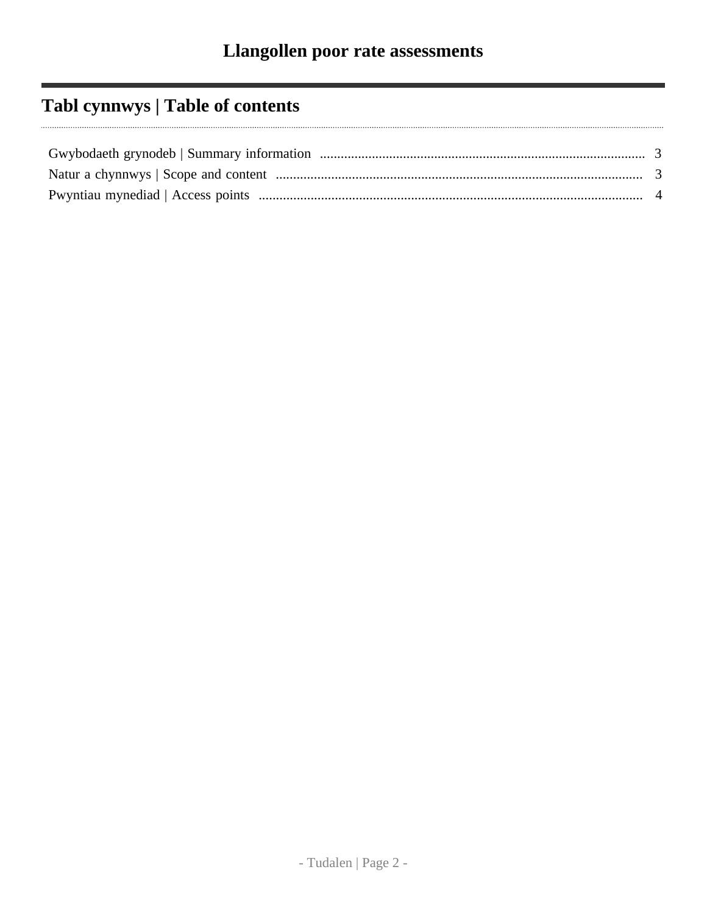# Llangollen poor rate assessments

## Tabl cynnwys | Table of contents

- Gwybodaeth grynodeb | Summary information ..... 3
- Natur a chynnwys | Scope and content ..... 3
- Pwyntiau mynediad | Access points ..... 4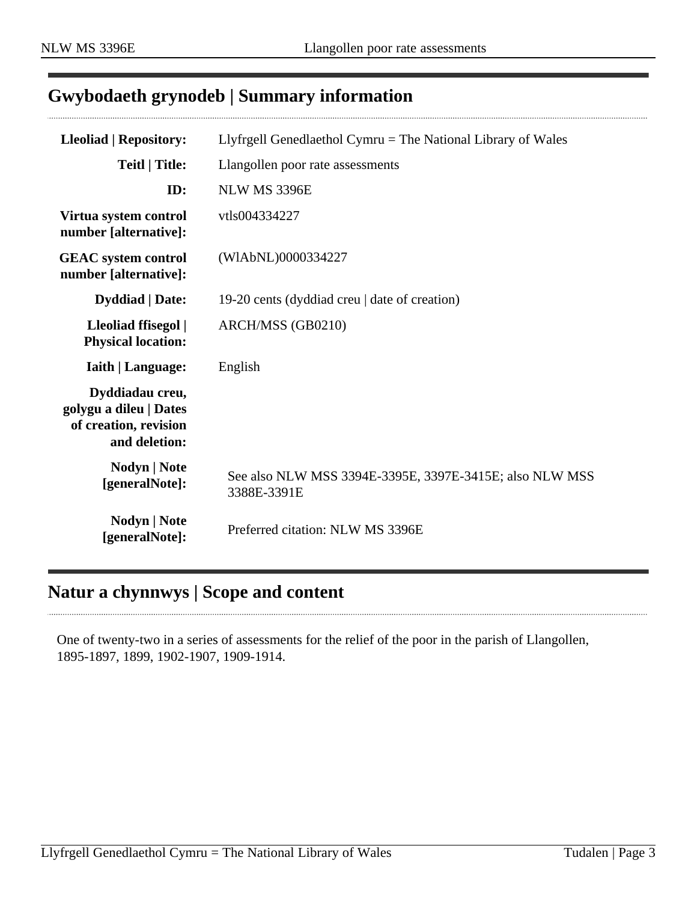## Gwybodaeth grynodeb | Summary information

| | |
|---|---|
| **Lleoliad \| Repository:** | Llyfrgell Genedlaethol Cymru = The National Library of Wales |
| **Teitl \| Title:** | Llangollen poor rate assessments |
| **ID:** | NLW MS 3396E |
| **Virtua system control number [alternative]:** | vtls004334227 |
| **GEAC system control number [alternative]:** | (WlAbNL)0000334227 |
| **Dyddiad \| Date:** | 19-20 cents (dyddiad creu \| date of creation) |
| **Lleoliad ffisegol \| Physical location:** | ARCH/MSS (GB0210) |
| **Iaith \| Language:** | English |
| **Dyddiadau creu, golygu a dileu \| Dates of creation, revision and deletion:** | |
| **Nodyn \| Note [generalNote]:** | See also NLW MSS 3394E-3395E, 3397E-3415E; also NLW MSS 3388E-3391E |
| **Nodyn \| Note [generalNote]:** | Preferred citation: NLW MS 3396E |

## Natur a chynnwys | Scope and content

One of twenty-two in a series of assessments for the relief of the poor in the parish of Llangollen, 1895-1897, 1899, 1902-1907, 1909-1914.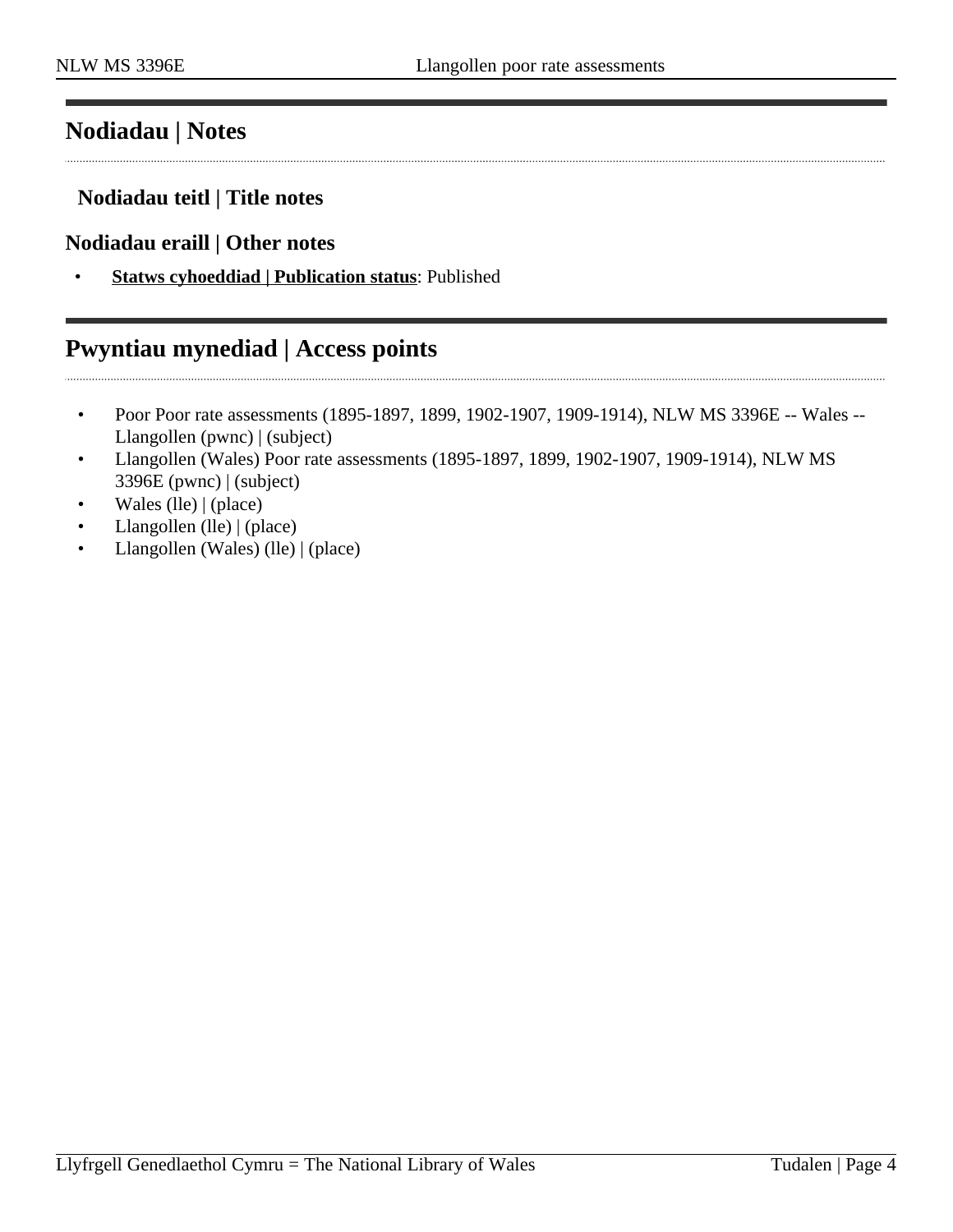## Nodiadau | Notes

### Nodiadau teitl | Title notes

### Nodiadau eraill | Other notes

- **Statws cyhoeddiad | Publication status**: Published

## Pwyntiau mynediad | Access points

- Poor Poor rate assessments (1895-1897, 1899, 1902-1907, 1909-1914), NLW MS 3396E -- Wales -- Llangollen (pwnc) | (subject)
- Llangollen (Wales) Poor rate assessments (1895-1897, 1899, 1902-1907, 1909-1914), NLW MS 3396E (pwnc) | (subject)
- Wales (lle) | (place)
- Llangollen (lle) | (place)
- Llangollen (Wales) (lle) | (place)